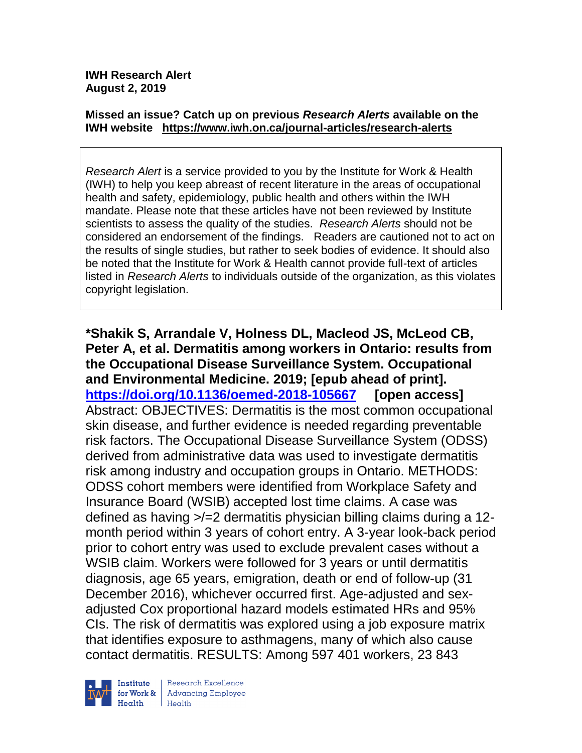**IWH Research Alert**
**August 2, 2019**

**Missed an issue? Catch up on previous *Research Alerts* available on the IWH website https://www.iwh.on.ca/journal-articles/research-alerts**

> *Research Alert* is a service provided to you by the Institute for Work & Health (IWH) to help you keep abreast of recent literature in the areas of occupational health and safety, epidemiology, public health and others within the IWH mandate. Please note that these articles have not been reviewed by Institute scientists to assess the quality of the studies. *Research Alerts* should not be considered an endorsement of the findings. Readers are cautioned not to act on the results of single studies, but rather to seek bodies of evidence. It should also be noted that the Institute for Work & Health cannot provide full-text of articles listed in *Research Alerts* to individuals outside of the organization, as this violates copyright legislation.

**\*Shakik S, Arrandale V, Holness DL, Macleod JS, McLeod CB, Peter A, et al. Dermatitis among workers in Ontario: results from the Occupational Disease Surveillance System. Occupational and Environmental Medicine. 2019; [epub ahead of print]. https://doi.org/10.1136/oemed-2018-105667 [open access]**
Abstract: OBJECTIVES: Dermatitis is the most common occupational skin disease, and further evidence is needed regarding preventable risk factors. The Occupational Disease Surveillance System (ODSS) derived from administrative data was used to investigate dermatitis risk among industry and occupation groups in Ontario. METHODS: ODSS cohort members were identified from Workplace Safety and Insurance Board (WSIB) accepted lost time claims. A case was defined as having >/=2 dermatitis physician billing claims during a 12-month period within 3 years of cohort entry. A 3-year look-back period prior to cohort entry was used to exclude prevalent cases without a WSIB claim. Workers were followed for 3 years or until dermatitis diagnosis, age 65 years, emigration, death or end of follow-up (31 December 2016), whichever occurred first. Age-adjusted and sex-adjusted Cox proportional hazard models estimated HRs and 95% CIs. The risk of dermatitis was explored using a job exposure matrix that identifies exposure to asthmagens, many of which also cause contact dermatitis. RESULTS: Among 597 401 workers, 23 843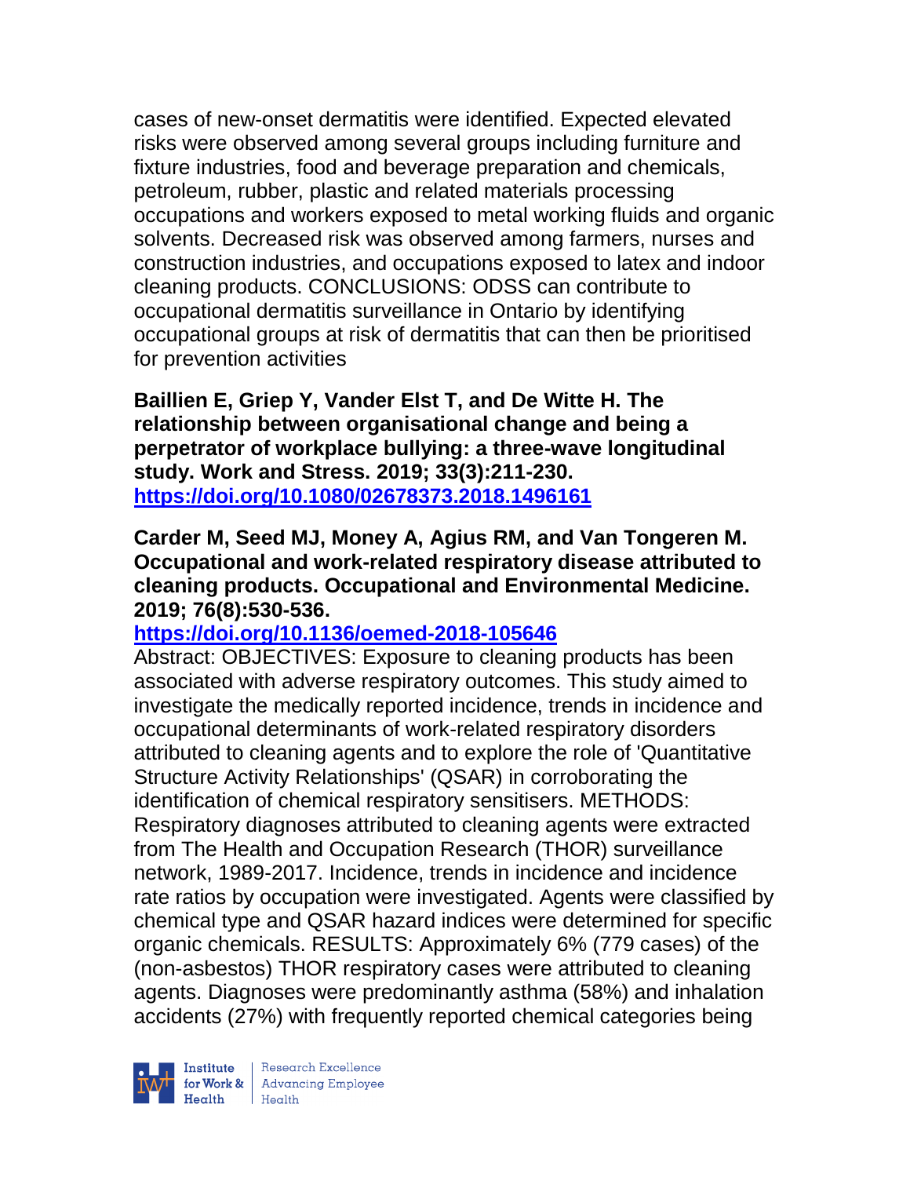cases of new-onset dermatitis were identified. Expected elevated risks were observed among several groups including furniture and fixture industries, food and beverage preparation and chemicals, petroleum, rubber, plastic and related materials processing occupations and workers exposed to metal working fluids and organic solvents. Decreased risk was observed among farmers, nurses and construction industries, and occupations exposed to latex and indoor cleaning products. CONCLUSIONS: ODSS can contribute to occupational dermatitis surveillance in Ontario by identifying occupational groups at risk of dermatitis that can then be prioritised for prevention activities

**Baillien E, Griep Y, Vander Elst T, and De Witte H. The relationship between organisational change and being a perpetrator of workplace bullying: a three-wave longitudinal study. Work and Stress. 2019; 33(3):211-230.**
**https://doi.org/10.1080/02678373.2018.1496161**

**Carder M, Seed MJ, Money A, Agius RM, and Van Tongeren M. Occupational and work-related respiratory disease attributed to cleaning products. Occupational and Environmental Medicine. 2019; 76(8):530-536.**
**https://doi.org/10.1136/oemed-2018-105646**
Abstract: OBJECTIVES: Exposure to cleaning products has been associated with adverse respiratory outcomes. This study aimed to investigate the medically reported incidence, trends in incidence and occupational determinants of work-related respiratory disorders attributed to cleaning agents and to explore the role of 'Quantitative Structure Activity Relationships' (QSAR) in corroborating the identification of chemical respiratory sensitisers. METHODS: Respiratory diagnoses attributed to cleaning agents were extracted from The Health and Occupation Research (THOR) surveillance network, 1989-2017. Incidence, trends in incidence and incidence rate ratios by occupation were investigated. Agents were classified by chemical type and QSAR hazard indices were determined for specific organic chemicals. RESULTS: Approximately 6% (779 cases) of the (non-asbestos) THOR respiratory cases were attributed to cleaning agents. Diagnoses were predominantly asthma (58%) and inhalation accidents (27%) with frequently reported chemical categories being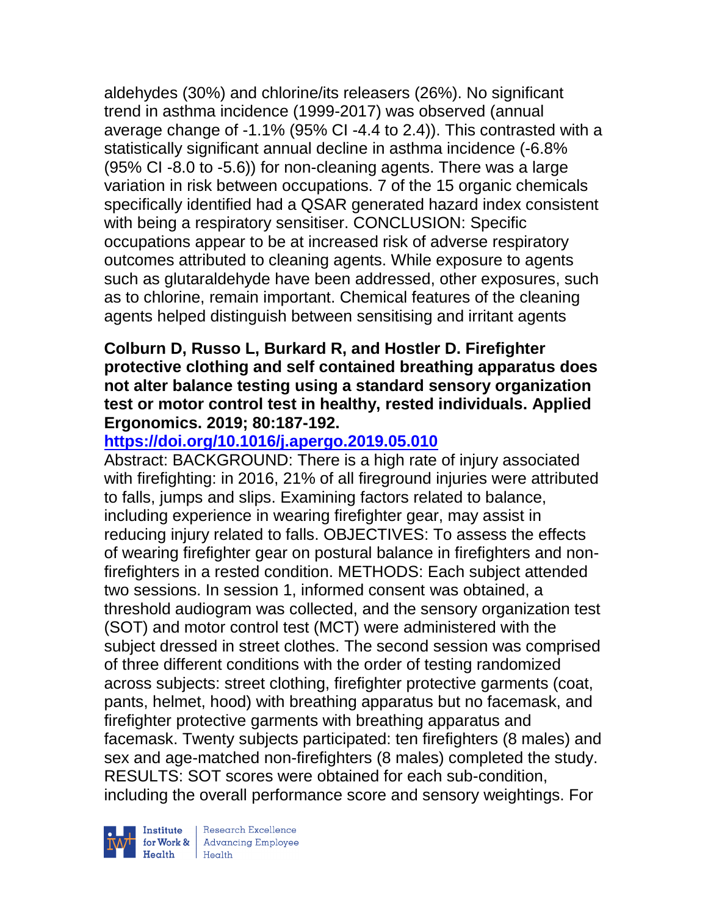aldehydes (30%) and chlorine/its releasers (26%). No significant trend in asthma incidence (1999-2017) was observed (annual average change of -1.1% (95% CI -4.4 to 2.4)). This contrasted with a statistically significant annual decline in asthma incidence (-6.8% (95% CI -8.0 to -5.6)) for non-cleaning agents. There was a large variation in risk between occupations. 7 of the 15 organic chemicals specifically identified had a QSAR generated hazard index consistent with being a respiratory sensitiser. CONCLUSION: Specific occupations appear to be at increased risk of adverse respiratory outcomes attributed to cleaning agents. While exposure to agents such as glutaraldehyde have been addressed, other exposures, such as to chlorine, remain important. Chemical features of the cleaning agents helped distinguish between sensitising and irritant agents

**Colburn D, Russo L, Burkard R, and Hostler D. Firefighter protective clothing and self contained breathing apparatus does not alter balance testing using a standard sensory organization test or motor control test in healthy, rested individuals. Applied Ergonomics. 2019; 80:187-192.**
**https://doi.org/10.1016/j.apergo.2019.05.010**
Abstract: BACKGROUND: There is a high rate of injury associated with firefighting: in 2016, 21% of all fireground injuries were attributed to falls, jumps and slips. Examining factors related to balance, including experience in wearing firefighter gear, may assist in reducing injury related to falls. OBJECTIVES: To assess the effects of wearing firefighter gear on postural balance in firefighters and non-firefighters in a rested condition. METHODS: Each subject attended two sessions. In session 1, informed consent was obtained, a threshold audiogram was collected, and the sensory organization test (SOT) and motor control test (MCT) were administered with the subject dressed in street clothes. The second session was comprised of three different conditions with the order of testing randomized across subjects: street clothing, firefighter protective garments (coat, pants, helmet, hood) with breathing apparatus but no facemask, and firefighter protective garments with breathing apparatus and facemask. Twenty subjects participated: ten firefighters (8 males) and sex and age-matched non-firefighters (8 males) completed the study. RESULTS: SOT scores were obtained for each sub-condition, including the overall performance score and sensory weightings. For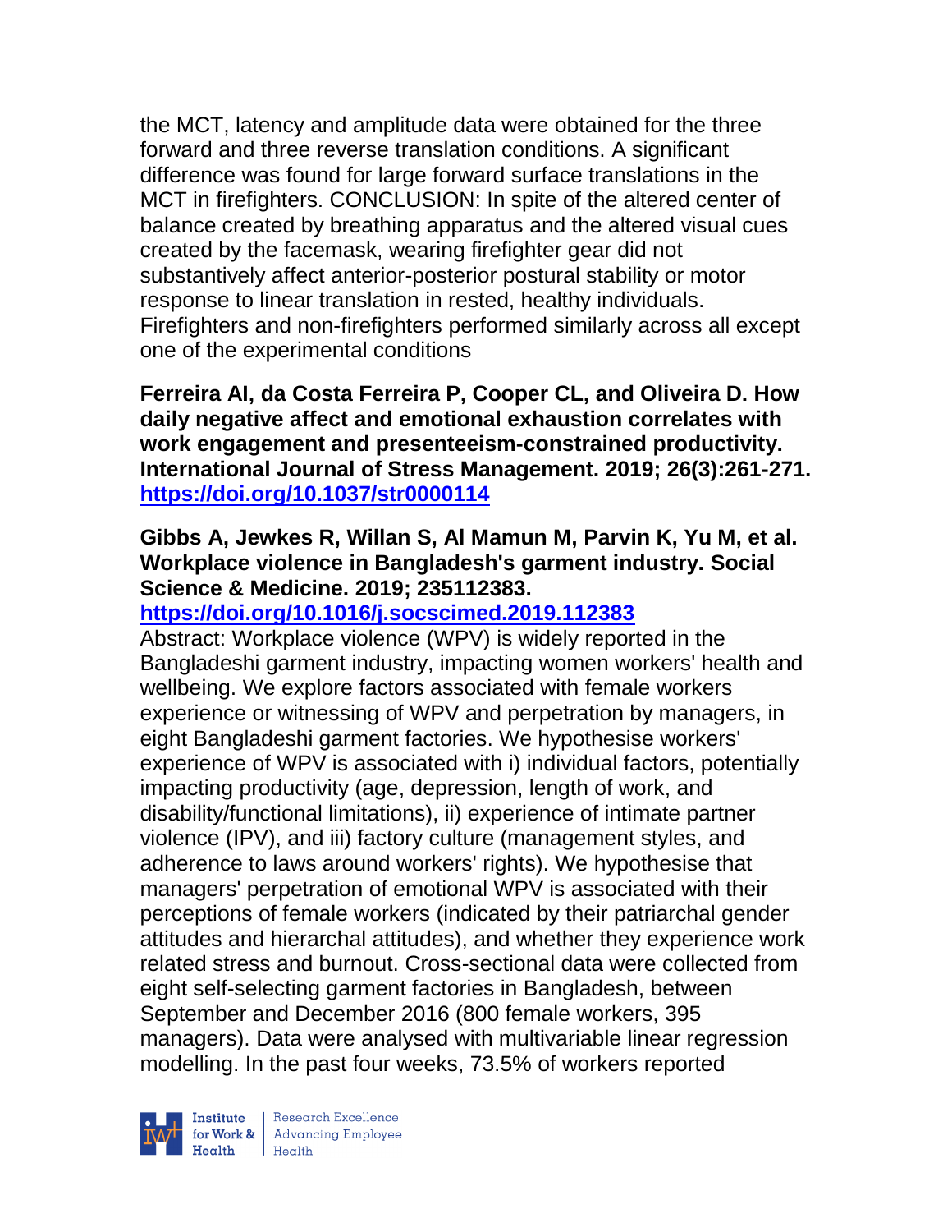the MCT, latency and amplitude data were obtained for the three forward and three reverse translation conditions. A significant difference was found for large forward surface translations in the MCT in firefighters. CONCLUSION: In spite of the altered center of balance created by breathing apparatus and the altered visual cues created by the facemask, wearing firefighter gear did not substantively affect anterior-posterior postural stability or motor response to linear translation in rested, healthy individuals. Firefighters and non-firefighters performed similarly across all except one of the experimental conditions

**Ferreira AI, da Costa Ferreira P, Cooper CL, and Oliveira D. How daily negative affect and emotional exhaustion correlates with work engagement and presenteeism-constrained productivity. International Journal of Stress Management. 2019; 26(3):261-271. https://doi.org/10.1037/str0000114**

**Gibbs A, Jewkes R, Willan S, Al Mamun M, Parvin K, Yu M, et al. Workplace violence in Bangladesh's garment industry. Social Science & Medicine. 2019; 235112383. https://doi.org/10.1016/j.socscimed.2019.112383**

Abstract: Workplace violence (WPV) is widely reported in the Bangladeshi garment industry, impacting women workers' health and wellbeing. We explore factors associated with female workers experience or witnessing of WPV and perpetration by managers, in eight Bangladeshi garment factories. We hypothesise workers' experience of WPV is associated with i) individual factors, potentially impacting productivity (age, depression, length of work, and disability/functional limitations), ii) experience of intimate partner violence (IPV), and iii) factory culture (management styles, and adherence to laws around workers' rights). We hypothesise that managers' perpetration of emotional WPV is associated with their perceptions of female workers (indicated by their patriarchal gender attitudes and hierarchal attitudes), and whether they experience work related stress and burnout. Cross-sectional data were collected from eight self-selecting garment factories in Bangladesh, between September and December 2016 (800 female workers, 395 managers). Data were analysed with multivariable linear regression modelling. In the past four weeks, 73.5% of workers reported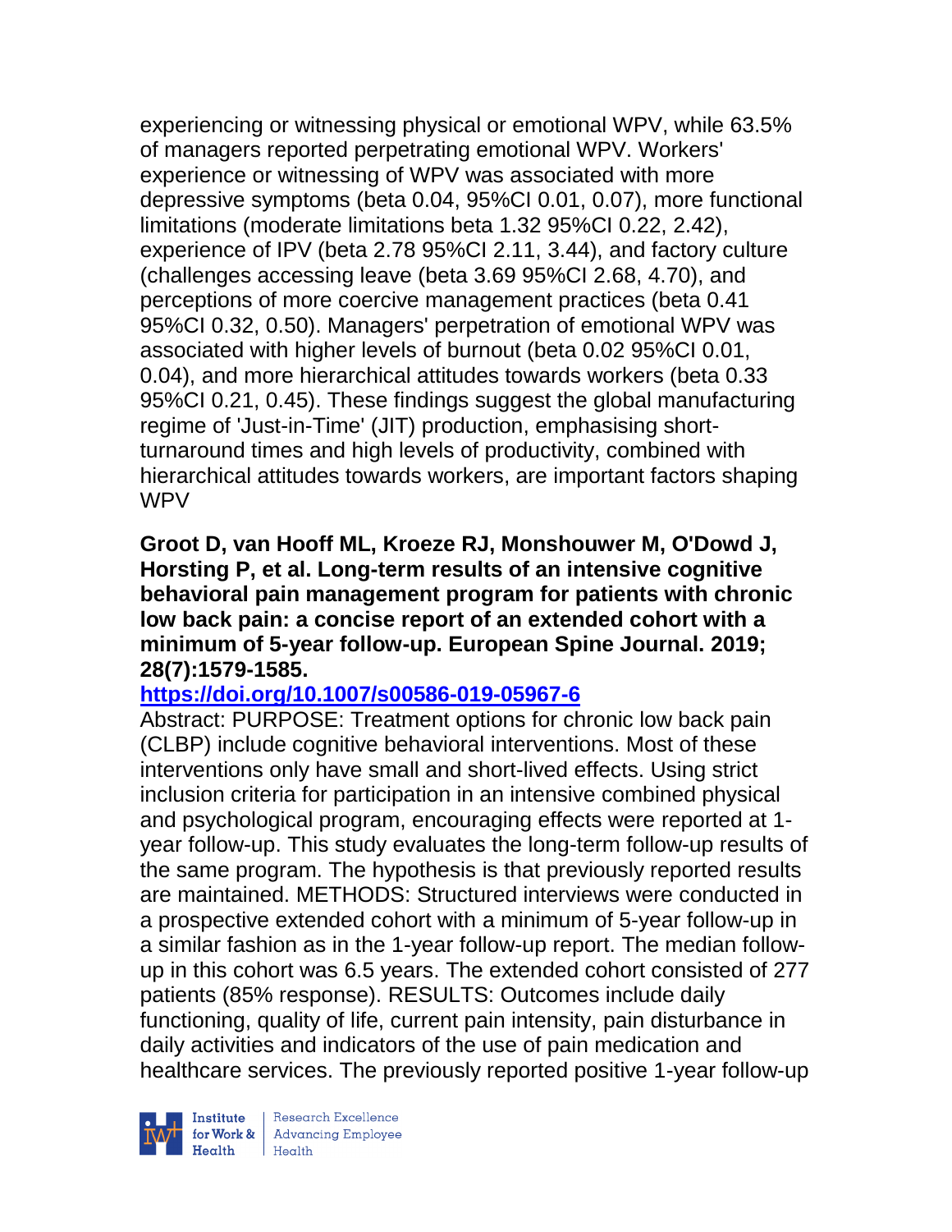experiencing or witnessing physical or emotional WPV, while 63.5% of managers reported perpetrating emotional WPV. Workers' experience or witnessing of WPV was associated with more depressive symptoms (beta 0.04, 95%CI 0.01, 0.07), more functional limitations (moderate limitations beta 1.32 95%CI 0.22, 2.42), experience of IPV (beta 2.78 95%CI 2.11, 3.44), and factory culture (challenges accessing leave (beta 3.69 95%CI 2.68, 4.70), and perceptions of more coercive management practices (beta 0.41 95%CI 0.32, 0.50). Managers' perpetration of emotional WPV was associated with higher levels of burnout (beta 0.02 95%CI 0.01, 0.04), and more hierarchical attitudes towards workers (beta 0.33 95%CI 0.21, 0.45). These findings suggest the global manufacturing regime of 'Just-in-Time' (JIT) production, emphasising short-turnaround times and high levels of productivity, combined with hierarchical attitudes towards workers, are important factors shaping WPV

**Groot D, van Hooff ML, Kroeze RJ, Monshouwer M, O'Dowd J, Horsting P, et al. Long-term results of an intensive cognitive behavioral pain management program for patients with chronic low back pain: a concise report of an extended cohort with a minimum of 5-year follow-up. European Spine Journal. 2019; 28(7):1579-1585.**

**https://doi.org/10.1007/s00586-019-05967-6**

Abstract: PURPOSE: Treatment options for chronic low back pain (CLBP) include cognitive behavioral interventions. Most of these interventions only have small and short-lived effects. Using strict inclusion criteria for participation in an intensive combined physical and psychological program, encouraging effects were reported at 1-year follow-up. This study evaluates the long-term follow-up results of the same program. The hypothesis is that previously reported results are maintained. METHODS: Structured interviews were conducted in a prospective extended cohort with a minimum of 5-year follow-up in a similar fashion as in the 1-year follow-up report. The median follow-up in this cohort was 6.5 years. The extended cohort consisted of 277 patients (85% response). RESULTS: Outcomes include daily functioning, quality of life, current pain intensity, pain disturbance in daily activities and indicators of the use of pain medication and healthcare services. The previously reported positive 1-year follow-up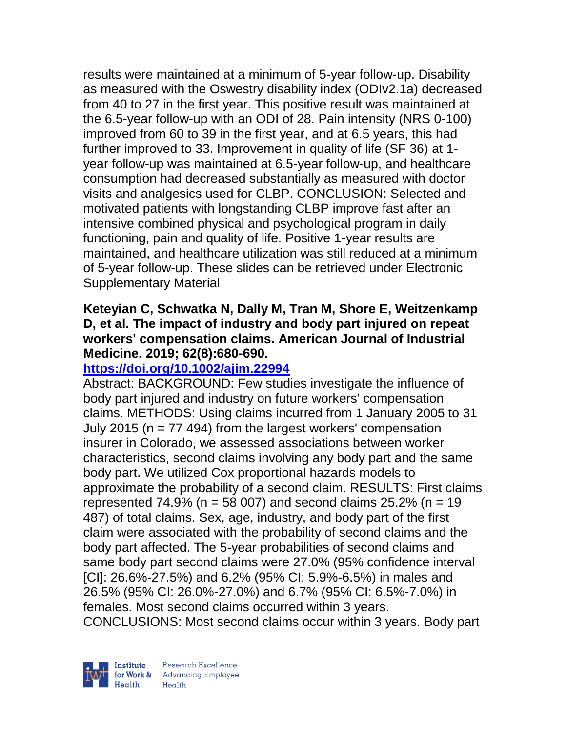results were maintained at a minimum of 5-year follow-up. Disability as measured with the Oswestry disability index (ODIv2.1a) decreased from 40 to 27 in the first year. This positive result was maintained at the 6.5-year follow-up with an ODI of 28. Pain intensity (NRS 0-100) improved from 60 to 39 in the first year, and at 6.5 years, this had further improved to 33. Improvement in quality of life (SF 36) at 1-year follow-up was maintained at 6.5-year follow-up, and healthcare consumption had decreased substantially as measured with doctor visits and analgesics used for CLBP. CONCLUSION: Selected and motivated patients with longstanding CLBP improve fast after an intensive combined physical and psychological program in daily functioning, pain and quality of life. Positive 1-year results are maintained, and healthcare utilization was still reduced at a minimum of 5-year follow-up. These slides can be retrieved under Electronic Supplementary Material

**Keteyian C, Schwatka N, Dally M, Tran M, Shore E, Weitzenkamp D, et al. The impact of industry and body part injured on repeat workers' compensation claims. American Journal of Industrial Medicine. 2019; 62(8):680-690.**

**https://doi.org/10.1002/ajim.22994**

Abstract: BACKGROUND: Few studies investigate the influence of body part injured and industry on future workers' compensation claims. METHODS: Using claims incurred from 1 January 2005 to 31 July 2015 (n = 77 494) from the largest workers' compensation insurer in Colorado, we assessed associations between worker characteristics, second claims involving any body part and the same body part. We utilized Cox proportional hazards models to approximate the probability of a second claim. RESULTS: First claims represented 74.9% (n = 58 007) and second claims 25.2% (n = 19 487) of total claims. Sex, age, industry, and body part of the first claim were associated with the probability of second claims and the body part affected. The 5-year probabilities of second claims and same body part second claims were 27.0% (95% confidence interval [CI]: 26.6%-27.5%) and 6.2% (95% CI: 5.9%-6.5%) in males and 26.5% (95% CI: 26.0%-27.0%) and 6.7% (95% CI: 6.5%-7.0%) in females. Most second claims occurred within 3 years. CONCLUSIONS: Most second claims occur within 3 years. Body part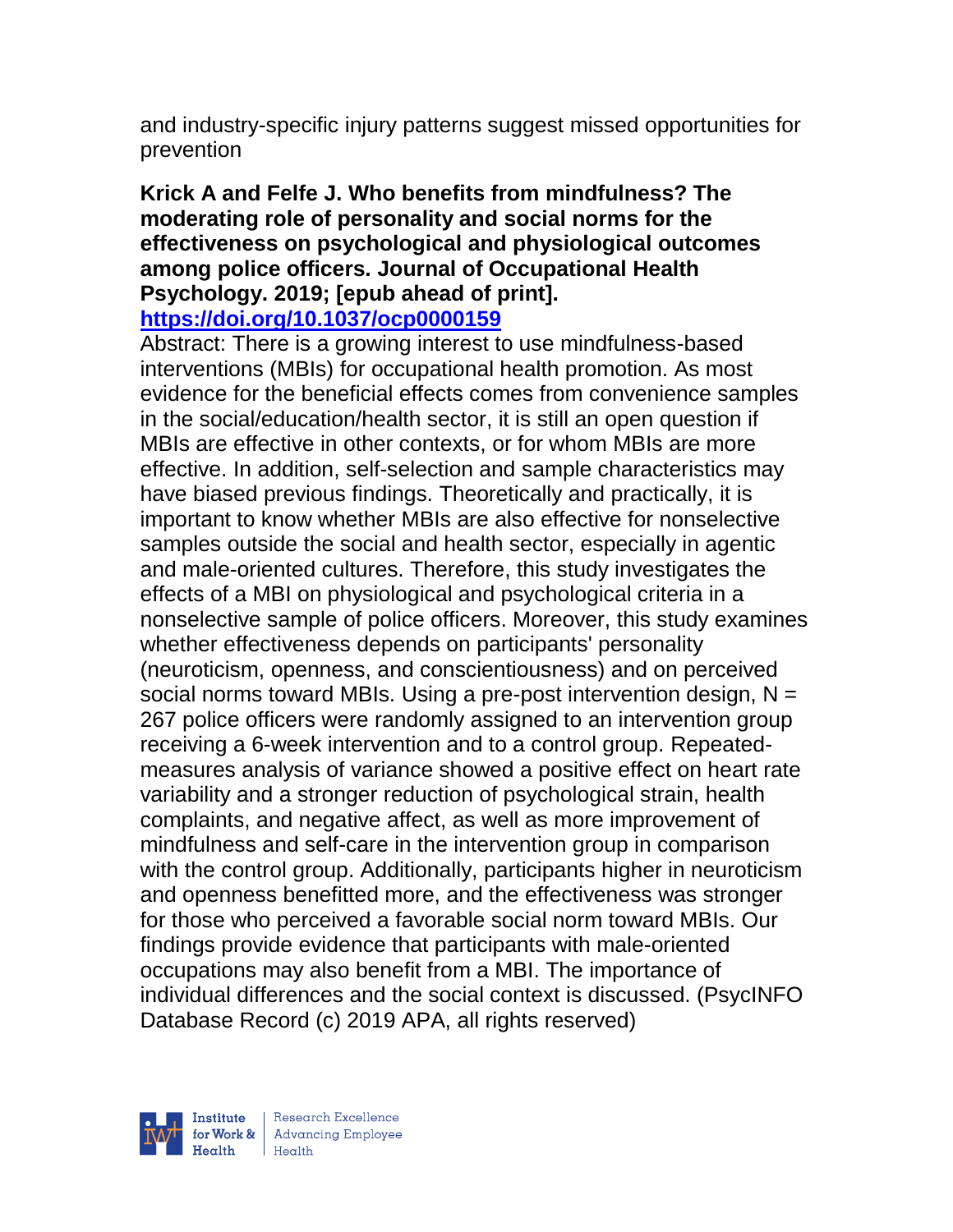and industry-specific injury patterns suggest missed opportunities for prevention

**Krick A and Felfe J. Who benefits from mindfulness? The moderating role of personality and social norms for the effectiveness on psychological and physiological outcomes among police officers. Journal of Occupational Health Psychology. 2019; [epub ahead of print].**
**https://doi.org/10.1037/ocp0000159**

Abstract: There is a growing interest to use mindfulness-based interventions (MBIs) for occupational health promotion. As most evidence for the beneficial effects comes from convenience samples in the social/education/health sector, it is still an open question if MBIs are effective in other contexts, or for whom MBIs are more effective. In addition, self-selection and sample characteristics may have biased previous findings. Theoretically and practically, it is important to know whether MBIs are also effective for nonselective samples outside the social and health sector, especially in agentic and male-oriented cultures. Therefore, this study investigates the effects of a MBI on physiological and psychological criteria in a nonselective sample of police officers. Moreover, this study examines whether effectiveness depends on participants' personality (neuroticism, openness, and conscientiousness) and on perceived social norms toward MBIs. Using a pre-post intervention design, N = 267 police officers were randomly assigned to an intervention group receiving a 6-week intervention and to a control group. Repeated-measures analysis of variance showed a positive effect on heart rate variability and a stronger reduction of psychological strain, health complaints, and negative affect, as well as more improvement of mindfulness and self-care in the intervention group in comparison with the control group. Additionally, participants higher in neuroticism and openness benefitted more, and the effectiveness was stronger for those who perceived a favorable social norm toward MBIs. Our findings provide evidence that participants with male-oriented occupations may also benefit from a MBI. The importance of individual differences and the social context is discussed. (PsycINFO Database Record (c) 2019 APA, all rights reserved)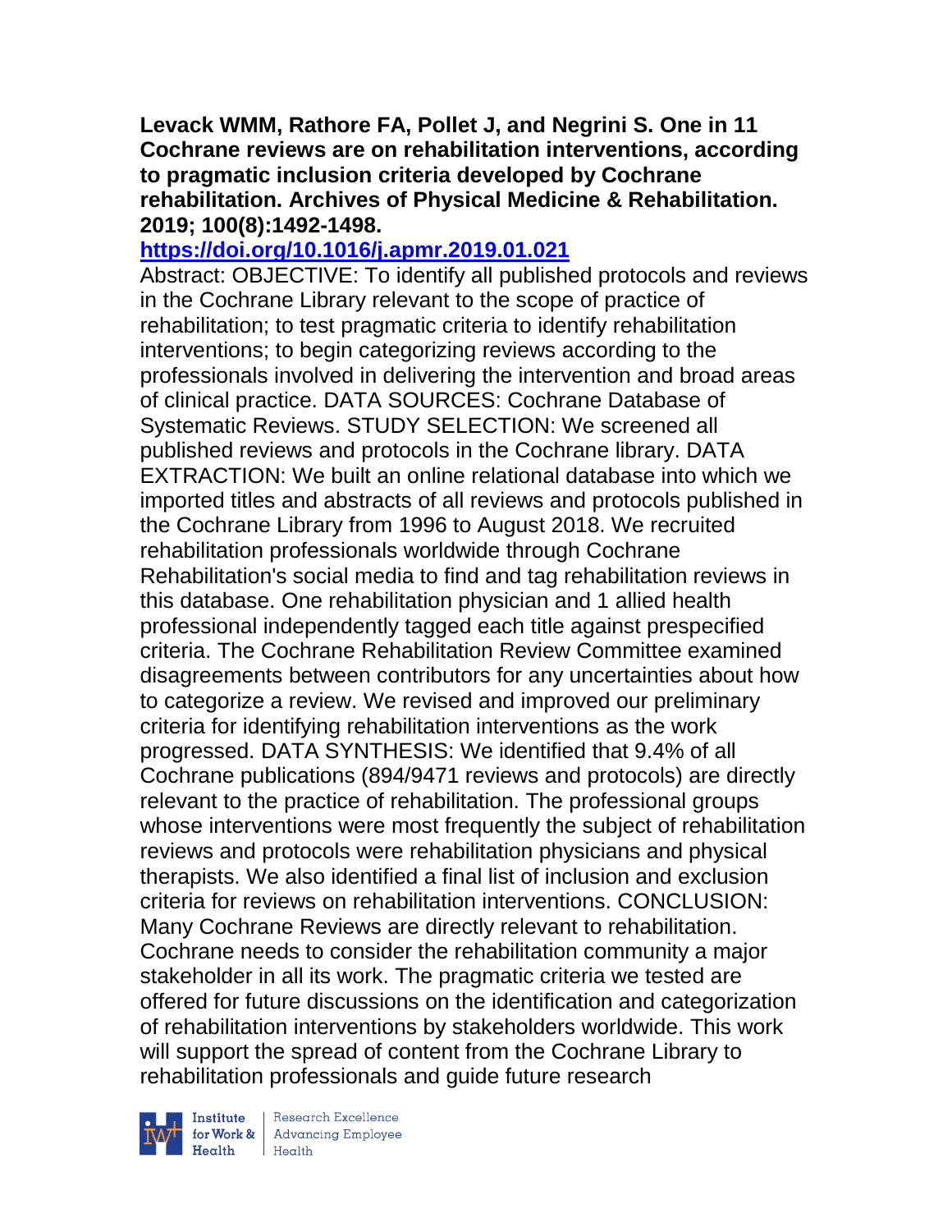**Levack WMM, Rathore FA, Pollet J, and Negrini S. One in 11 Cochrane reviews are on rehabilitation interventions, according to pragmatic inclusion criteria developed by Cochrane rehabilitation. Archives of Physical Medicine & Rehabilitation. 2019; 100(8):1492-1498.**

**https://doi.org/10.1016/j.apmr.2019.01.021**

Abstract: OBJECTIVE: To identify all published protocols and reviews in the Cochrane Library relevant to the scope of practice of rehabilitation; to test pragmatic criteria to identify rehabilitation interventions; to begin categorizing reviews according to the professionals involved in delivering the intervention and broad areas of clinical practice. DATA SOURCES: Cochrane Database of Systematic Reviews. STUDY SELECTION: We screened all published reviews and protocols in the Cochrane library. DATA EXTRACTION: We built an online relational database into which we imported titles and abstracts of all reviews and protocols published in the Cochrane Library from 1996 to August 2018. We recruited rehabilitation professionals worldwide through Cochrane Rehabilitation's social media to find and tag rehabilitation reviews in this database. One rehabilitation physician and 1 allied health professional independently tagged each title against prespecified criteria. The Cochrane Rehabilitation Review Committee examined disagreements between contributors for any uncertainties about how to categorize a review. We revised and improved our preliminary criteria for identifying rehabilitation interventions as the work progressed. DATA SYNTHESIS: We identified that 9.4% of all Cochrane publications (894/9471 reviews and protocols) are directly relevant to the practice of rehabilitation. The professional groups whose interventions were most frequently the subject of rehabilitation reviews and protocols were rehabilitation physicians and physical therapists. We also identified a final list of inclusion and exclusion criteria for reviews on rehabilitation interventions. CONCLUSION: Many Cochrane Reviews are directly relevant to rehabilitation. Cochrane needs to consider the rehabilitation community a major stakeholder in all its work. The pragmatic criteria we tested are offered for future discussions on the identification and categorization of rehabilitation interventions by stakeholders worldwide. This work will support the spread of content from the Cochrane Library to rehabilitation professionals and guide future research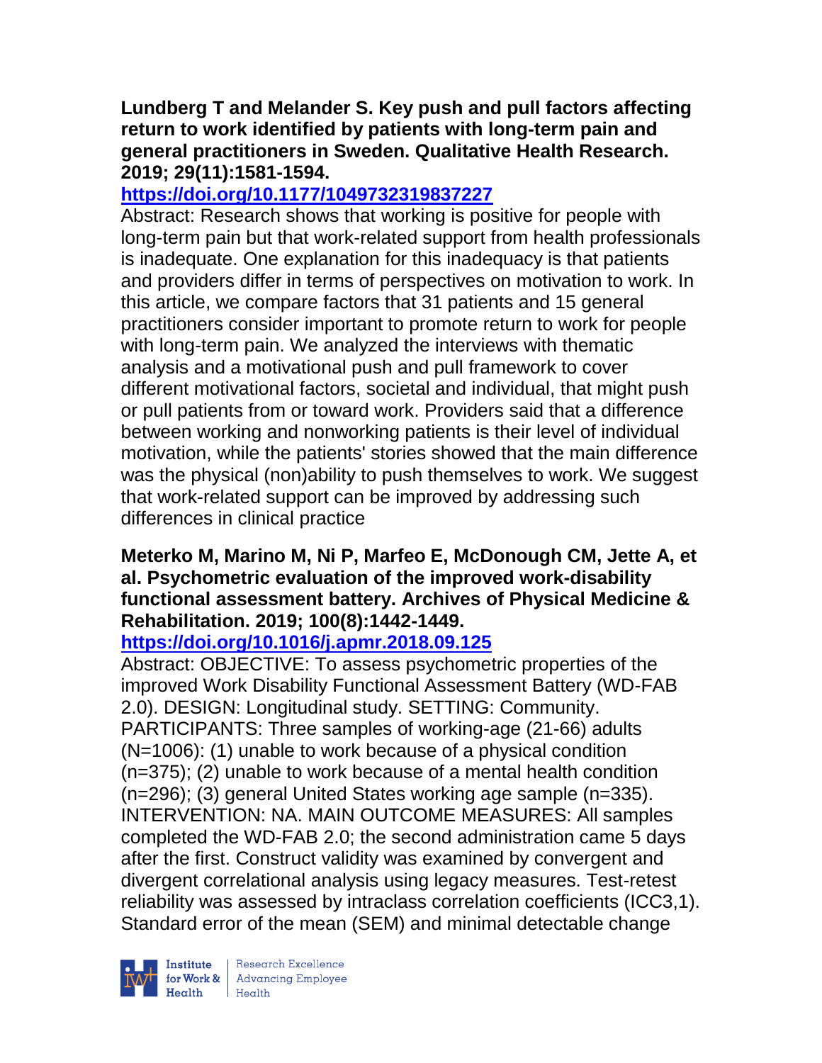**Lundberg T and Melander S. Key push and pull factors affecting return to work identified by patients with long-term pain and general practitioners in Sweden. Qualitative Health Research. 2019; 29(11):1581-1594.**

**https://doi.org/10.1177/1049732319837227**

Abstract: Research shows that working is positive for people with long-term pain but that work-related support from health professionals is inadequate. One explanation for this inadequacy is that patients and providers differ in terms of perspectives on motivation to work. In this article, we compare factors that 31 patients and 15 general practitioners consider important to promote return to work for people with long-term pain. We analyzed the interviews with thematic analysis and a motivational push and pull framework to cover different motivational factors, societal and individual, that might push or pull patients from or toward work. Providers said that a difference between working and nonworking patients is their level of individual motivation, while the patients' stories showed that the main difference was the physical (non)ability to push themselves to work. We suggest that work-related support can be improved by addressing such differences in clinical practice

**Meterko M, Marino M, Ni P, Marfeo E, McDonough CM, Jette A, et al. Psychometric evaluation of the improved work-disability functional assessment battery. Archives of Physical Medicine & Rehabilitation. 2019; 100(8):1442-1449.**

**https://doi.org/10.1016/j.apmr.2018.09.125**

Abstract: OBJECTIVE: To assess psychometric properties of the improved Work Disability Functional Assessment Battery (WD-FAB 2.0). DESIGN: Longitudinal study. SETTING: Community. PARTICIPANTS: Three samples of working-age (21-66) adults (N=1006): (1) unable to work because of a physical condition (n=375); (2) unable to work because of a mental health condition (n=296); (3) general United States working age sample (n=335). INTERVENTION: NA. MAIN OUTCOME MEASURES: All samples completed the WD-FAB 2.0; the second administration came 5 days after the first. Construct validity was examined by convergent and divergent correlational analysis using legacy measures. Test-retest reliability was assessed by intraclass correlation coefficients (ICC3,1). Standard error of the mean (SEM) and minimal detectable change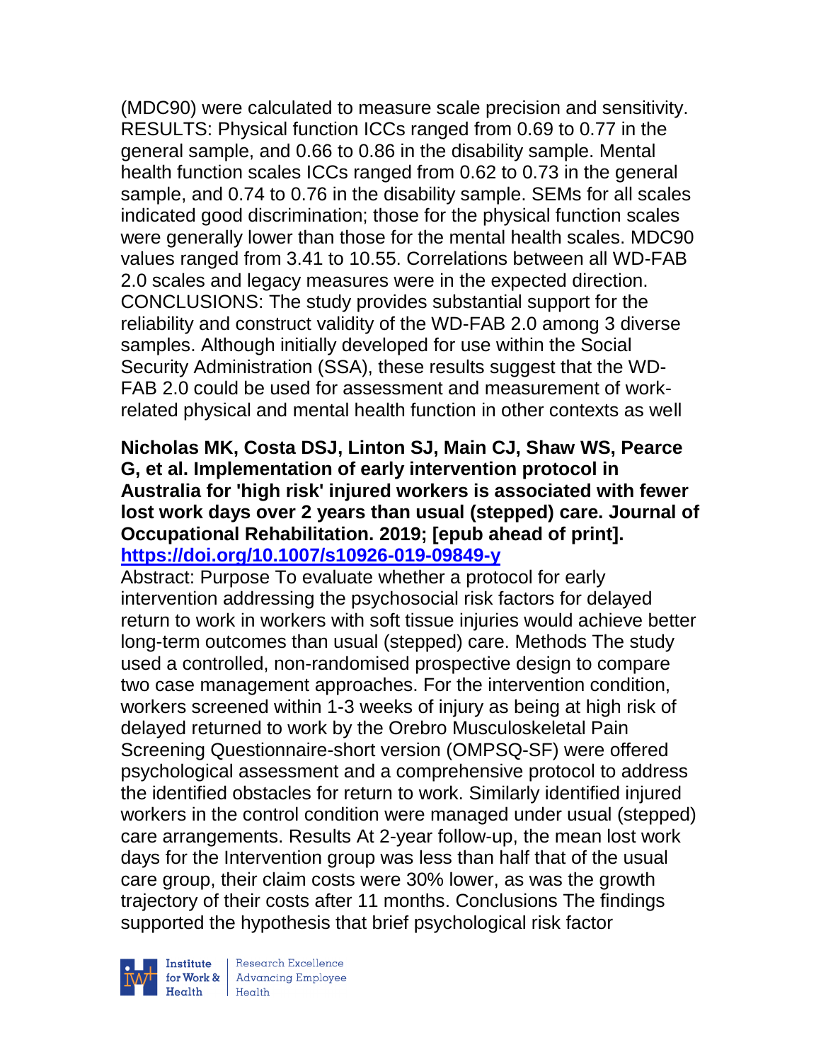(MDC90) were calculated to measure scale precision and sensitivity. RESULTS: Physical function ICCs ranged from 0.69 to 0.77 in the general sample, and 0.66 to 0.86 in the disability sample. Mental health function scales ICCs ranged from 0.62 to 0.73 in the general sample, and 0.74 to 0.76 in the disability sample. SEMs for all scales indicated good discrimination; those for the physical function scales were generally lower than those for the mental health scales. MDC90 values ranged from 3.41 to 10.55. Correlations between all WD-FAB 2.0 scales and legacy measures were in the expected direction. CONCLUSIONS: The study provides substantial support for the reliability and construct validity of the WD-FAB 2.0 among 3 diverse samples. Although initially developed for use within the Social Security Administration (SSA), these results suggest that the WD-FAB 2.0 could be used for assessment and measurement of work-related physical and mental health function in other contexts as well

**Nicholas MK, Costa DSJ, Linton SJ, Main CJ, Shaw WS, Pearce G, et al. Implementation of early intervention protocol in Australia for 'high risk' injured workers is associated with fewer lost work days over 2 years than usual (stepped) care. Journal of Occupational Rehabilitation. 2019; [epub ahead of print].**
**https://doi.org/10.1007/s10926-019-09849-y**

Abstract: Purpose To evaluate whether a protocol for early intervention addressing the psychosocial risk factors for delayed return to work in workers with soft tissue injuries would achieve better long-term outcomes than usual (stepped) care. Methods The study used a controlled, non-randomised prospective design to compare two case management approaches. For the intervention condition, workers screened within 1-3 weeks of injury as being at high risk of delayed returned to work by the Orebro Musculoskeletal Pain Screening Questionnaire-short version (OMPSQ-SF) were offered psychological assessment and a comprehensive protocol to address the identified obstacles for return to work. Similarly identified injured workers in the control condition were managed under usual (stepped) care arrangements. Results At 2-year follow-up, the mean lost work days for the Intervention group was less than half that of the usual care group, their claim costs were 30% lower, as was the growth trajectory of their costs after 11 months. Conclusions The findings supported the hypothesis that brief psychological risk factor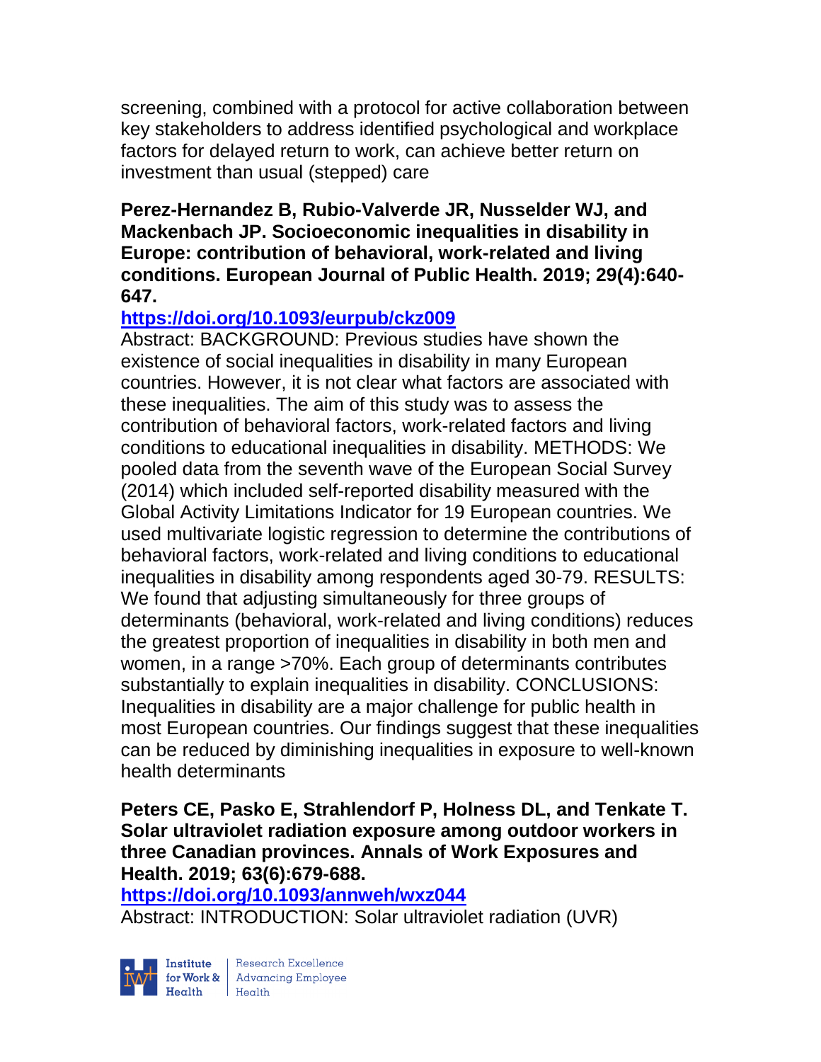screening, combined with a protocol for active collaboration between key stakeholders to address identified psychological and workplace factors for delayed return to work, can achieve better return on investment than usual (stepped) care

**Perez-Hernandez B, Rubio-Valverde JR, Nusselder WJ, and Mackenbach JP. Socioeconomic inequalities in disability in Europe: contribution of behavioral, work-related and living conditions. European Journal of Public Health. 2019; 29(4):640-647.**

**https://doi.org/10.1093/eurpub/ckz009**

Abstract: BACKGROUND: Previous studies have shown the existence of social inequalities in disability in many European countries. However, it is not clear what factors are associated with these inequalities. The aim of this study was to assess the contribution of behavioral factors, work-related factors and living conditions to educational inequalities in disability. METHODS: We pooled data from the seventh wave of the European Social Survey (2014) which included self-reported disability measured with the Global Activity Limitations Indicator for 19 European countries. We used multivariate logistic regression to determine the contributions of behavioral factors, work-related and living conditions to educational inequalities in disability among respondents aged 30-79. RESULTS: We found that adjusting simultaneously for three groups of determinants (behavioral, work-related and living conditions) reduces the greatest proportion of inequalities in disability in both men and women, in a range >70%. Each group of determinants contributes substantially to explain inequalities in disability. CONCLUSIONS: Inequalities in disability are a major challenge for public health in most European countries. Our findings suggest that these inequalities can be reduced by diminishing inequalities in exposure to well-known health determinants

**Peters CE, Pasko E, Strahlendorf P, Holness DL, and Tenkate T. Solar ultraviolet radiation exposure among outdoor workers in three Canadian provinces. Annals of Work Exposures and Health. 2019; 63(6):679-688.**

**https://doi.org/10.1093/annweh/wxz044**

Abstract: INTRODUCTION: Solar ultraviolet radiation (UVR)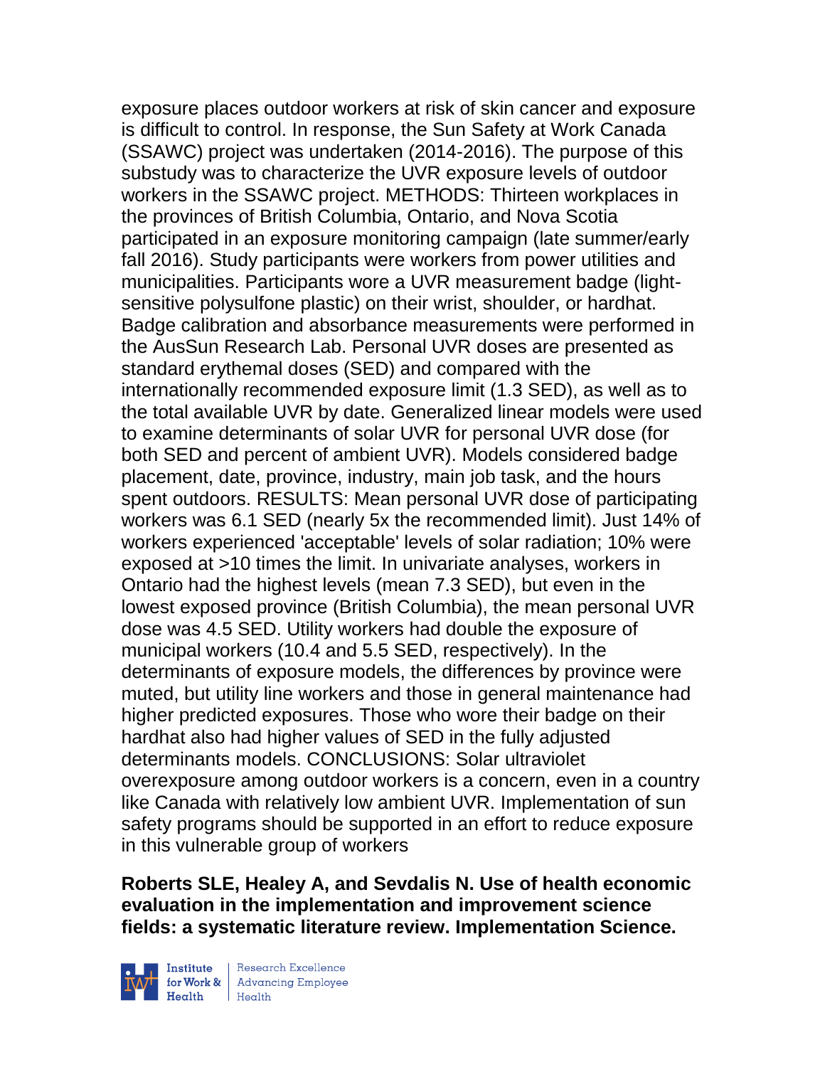exposure places outdoor workers at risk of skin cancer and exposure is difficult to control. In response, the Sun Safety at Work Canada (SSAWC) project was undertaken (2014-2016). The purpose of this substudy was to characterize the UVR exposure levels of outdoor workers in the SSAWC project. METHODS: Thirteen workplaces in the provinces of British Columbia, Ontario, and Nova Scotia participated in an exposure monitoring campaign (late summer/early fall 2016). Study participants were workers from power utilities and municipalities. Participants wore a UVR measurement badge (light-sensitive polysulfone plastic) on their wrist, shoulder, or hardhat. Badge calibration and absorbance measurements were performed in the AusSun Research Lab. Personal UVR doses are presented as standard erythemal doses (SED) and compared with the internationally recommended exposure limit (1.3 SED), as well as to the total available UVR by date. Generalized linear models were used to examine determinants of solar UVR for personal UVR dose (for both SED and percent of ambient UVR). Models considered badge placement, date, province, industry, main job task, and the hours spent outdoors. RESULTS: Mean personal UVR dose of participating workers was 6.1 SED (nearly 5x the recommended limit). Just 14% of workers experienced 'acceptable' levels of solar radiation; 10% were exposed at >10 times the limit. In univariate analyses, workers in Ontario had the highest levels (mean 7.3 SED), but even in the lowest exposed province (British Columbia), the mean personal UVR dose was 4.5 SED. Utility workers had double the exposure of municipal workers (10.4 and 5.5 SED, respectively). In the determinants of exposure models, the differences by province were muted, but utility line workers and those in general maintenance had higher predicted exposures. Those who wore their badge on their hardhat also had higher values of SED in the fully adjusted determinants models. CONCLUSIONS: Solar ultraviolet overexposure among outdoor workers is a concern, even in a country like Canada with relatively low ambient UVR. Implementation of sun safety programs should be supported in an effort to reduce exposure in this vulnerable group of workers

**Roberts SLE, Healey A, and Sevdalis N. Use of health economic evaluation in the implementation and improvement science fields: a systematic literature review. Implementation Science.**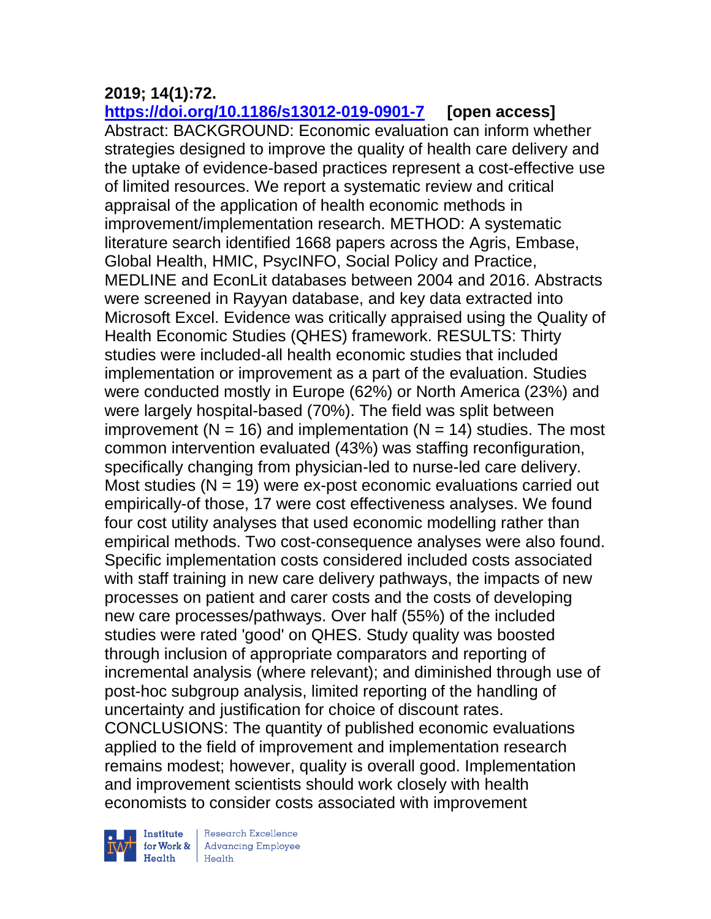**2019; 14(1):72.**

**https://doi.org/10.1186/s13012-019-0901-7 [open access]**

Abstract: BACKGROUND: Economic evaluation can inform whether strategies designed to improve the quality of health care delivery and the uptake of evidence-based practices represent a cost-effective use of limited resources. We report a systematic review and critical appraisal of the application of health economic methods in improvement/implementation research. METHOD: A systematic literature search identified 1668 papers across the Agris, Embase, Global Health, HMIC, PsycINFO, Social Policy and Practice, MEDLINE and EconLit databases between 2004 and 2016. Abstracts were screened in Rayyan database, and key data extracted into Microsoft Excel. Evidence was critically appraised using the Quality of Health Economic Studies (QHES) framework. RESULTS: Thirty studies were included-all health economic studies that included implementation or improvement as a part of the evaluation. Studies were conducted mostly in Europe (62%) or North America (23%) and were largely hospital-based (70%). The field was split between improvement (N = 16) and implementation (N = 14) studies. The most common intervention evaluated (43%) was staffing reconfiguration, specifically changing from physician-led to nurse-led care delivery. Most studies (N = 19) were ex-post economic evaluations carried out empirically-of those, 17 were cost effectiveness analyses. We found four cost utility analyses that used economic modelling rather than empirical methods. Two cost-consequence analyses were also found. Specific implementation costs considered included costs associated with staff training in new care delivery pathways, the impacts of new processes on patient and carer costs and the costs of developing new care processes/pathways. Over half (55%) of the included studies were rated 'good' on QHES. Study quality was boosted through inclusion of appropriate comparators and reporting of incremental analysis (where relevant); and diminished through use of post-hoc subgroup analysis, limited reporting of the handling of uncertainty and justification for choice of discount rates. CONCLUSIONS: The quantity of published economic evaluations applied to the field of improvement and implementation research remains modest; however, quality is overall good. Implementation and improvement scientists should work closely with health economists to consider costs associated with improvement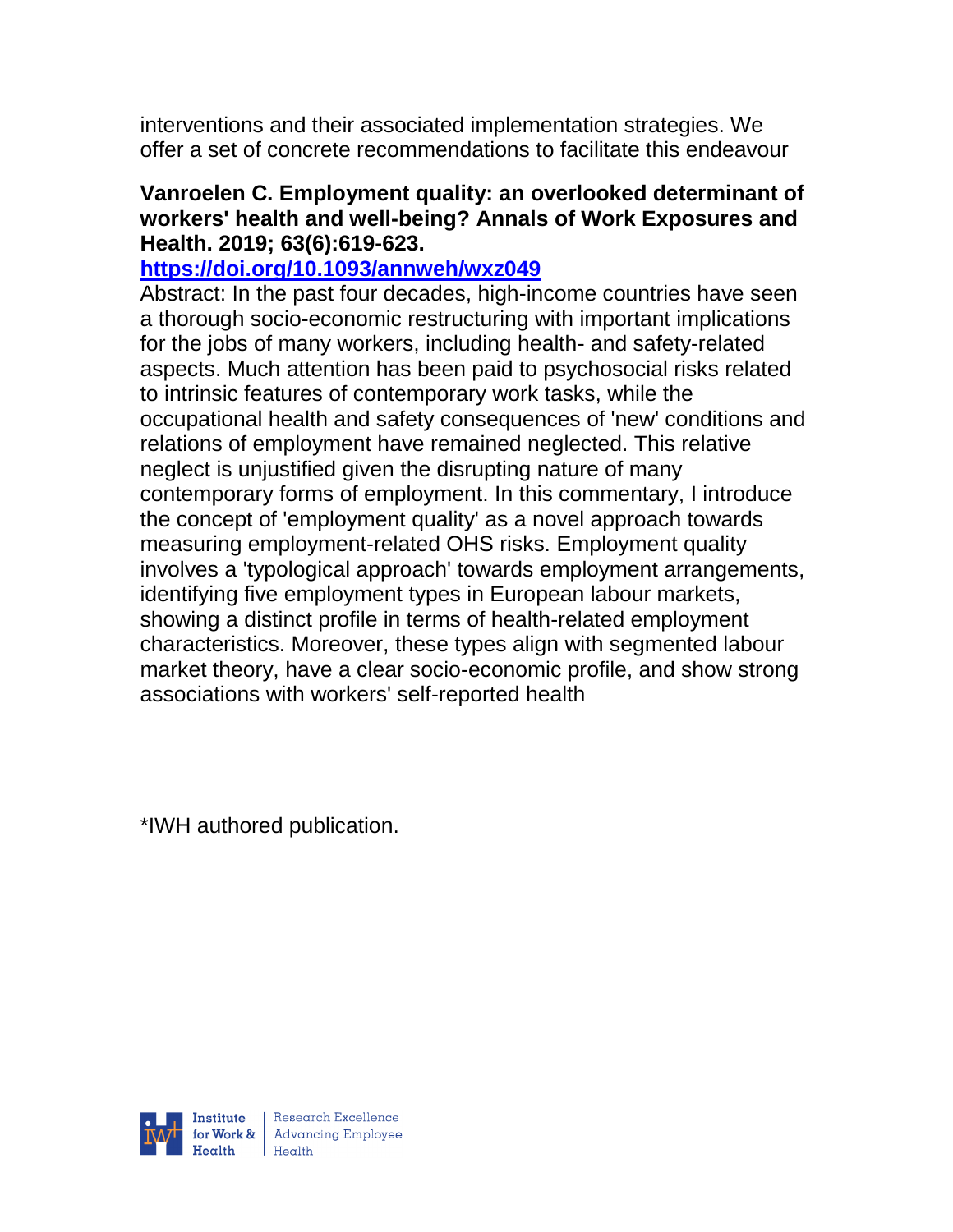interventions and their associated implementation strategies. We offer a set of concrete recommendations to facilitate this endeavour

**Vanroelen C. Employment quality: an overlooked determinant of workers' health and well-being? Annals of Work Exposures and Health. 2019; 63(6):619-623.**
**https://doi.org/10.1093/annweh/wxz049**
Abstract: In the past four decades, high-income countries have seen a thorough socio-economic restructuring with important implications for the jobs of many workers, including health- and safety-related aspects. Much attention has been paid to psychosocial risks related to intrinsic features of contemporary work tasks, while the occupational health and safety consequences of 'new' conditions and relations of employment have remained neglected. This relative neglect is unjustified given the disrupting nature of many contemporary forms of employment. In this commentary, I introduce the concept of 'employment quality' as a novel approach towards measuring employment-related OHS risks. Employment quality involves a 'typological approach' towards employment arrangements, identifying five employment types in European labour markets, showing a distinct profile in terms of health-related employment characteristics. Moreover, these types align with segmented labour market theory, have a clear socio-economic profile, and show strong associations with workers' self-reported health

*IWH authored publication.